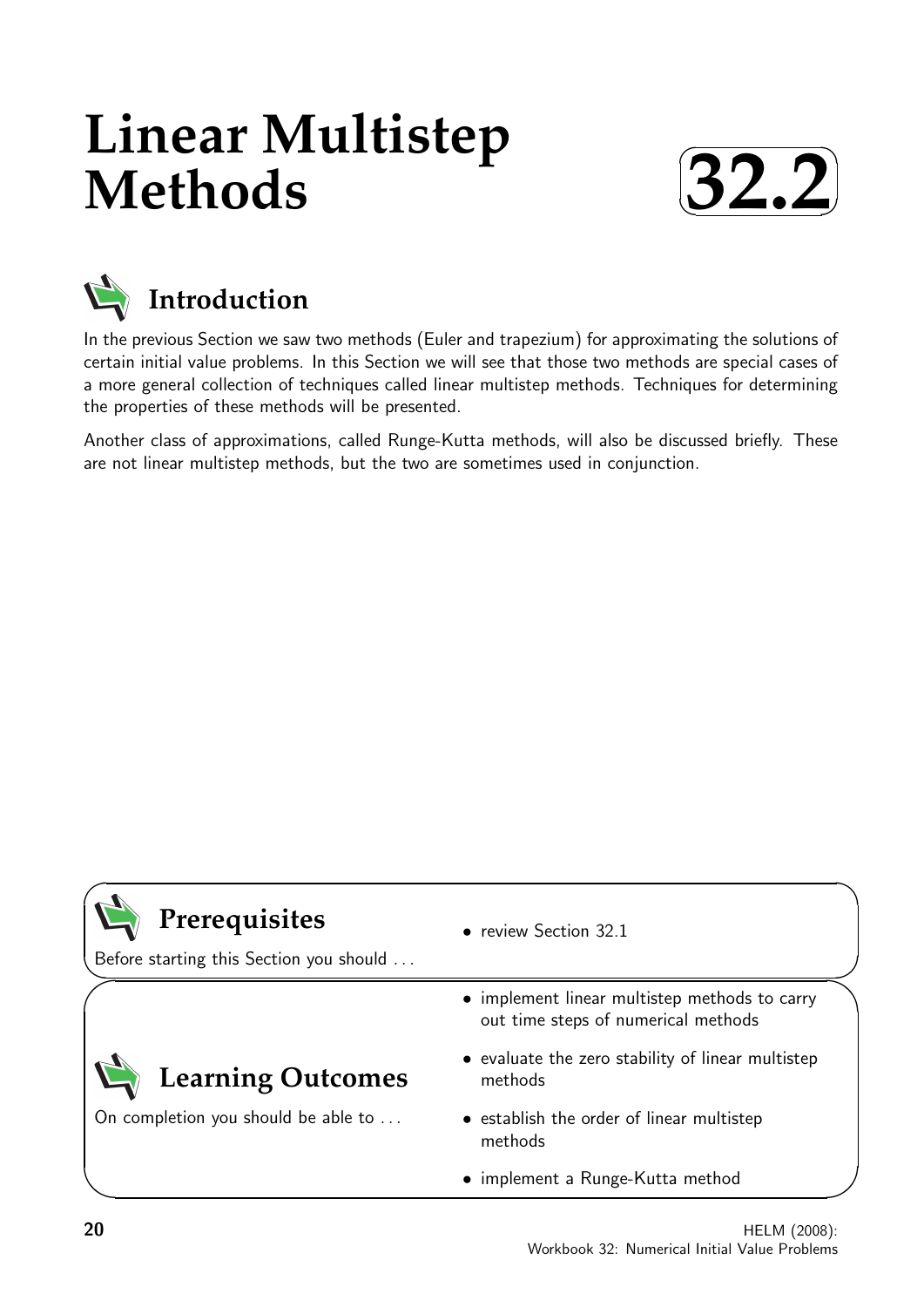# Linear Multistep Methods

# 32.2

## Introduction

In the previous Section we saw two methods (Euler and trapezium) for approximating the solutions of certain initial value problems. In this Section we will see that those two methods are special cases of a more general collection of techniques called linear multistep methods. Techniques for determining the properties of these methods will be presented.

Another class of approximations, called Runge-Kutta methods, will also be discussed briefly. These are not linear multistep methods, but the two are sometimes used in conjunction.

## Prerequisites

Before starting this Section you should ...

- review Section 32.1

## Learning Outcomes

On completion you should be able to ...

- implement linear multistep methods to carry out time steps of numerical methods
- evaluate the zero stability of linear multistep methods
- establish the order of linear multistep methods
- implement a Runge-Kutta method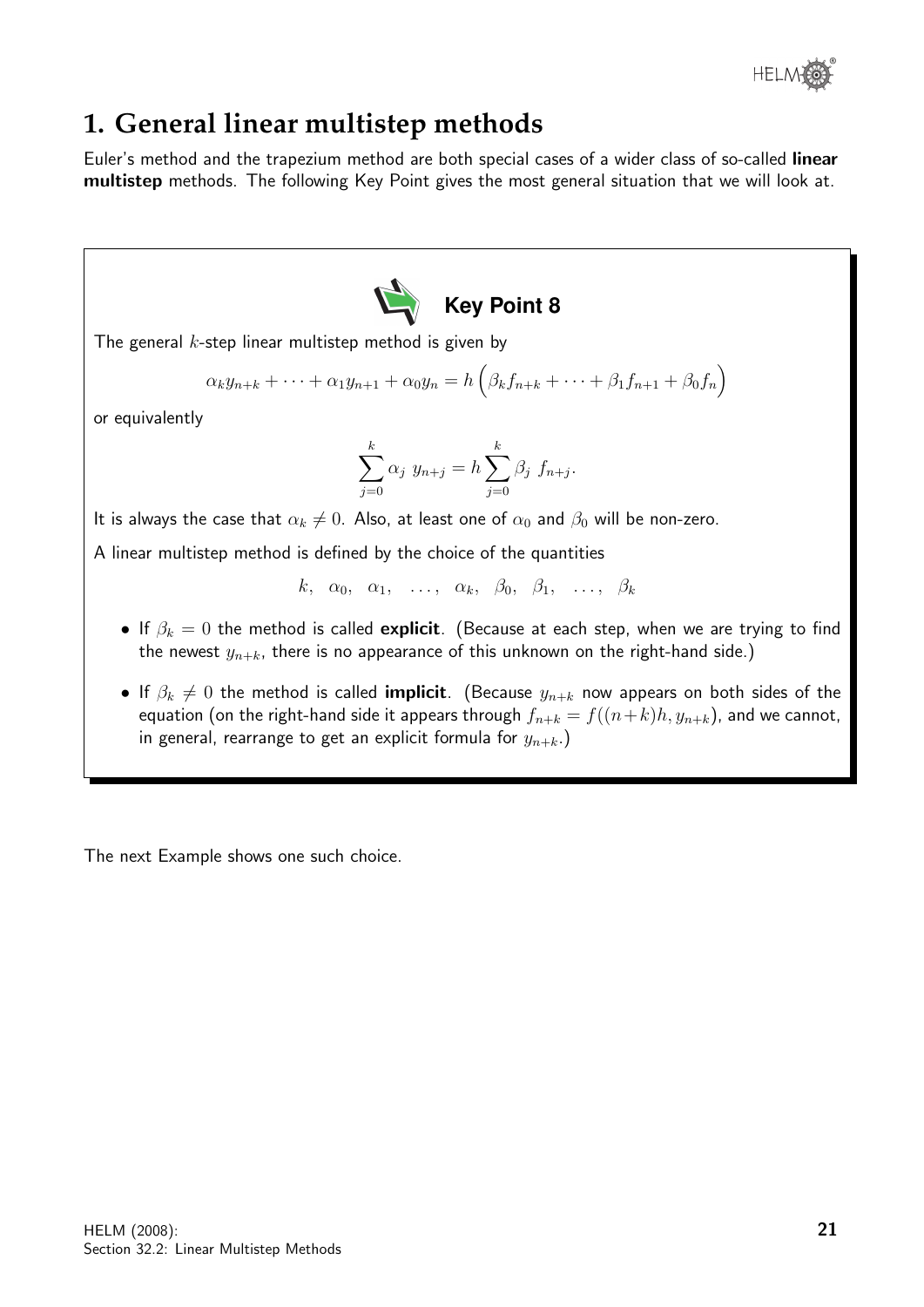# 1. General linear multistep methods

Euler's method and the trapezium method are both special cases of a wider class of so-called **linear multistep** methods. The following Key Point gives the most general situation that we will look at.

**Key Point 8**

The general $k$-step linear multistep method is given by

$$\alpha_k y_{n+k} + \cdots + \alpha_1 y_{n+1} + \alpha_0 y_n = h\left(\beta_k f_{n+k} + \cdots + \beta_1 f_{n+1} + \beta_0 f_n\right)$$

or equivalently

$$\sum_{j=0}^{k} \alpha_j \; y_{n+j} = h \sum_{j=0}^{k} \beta_j \; f_{n+j}.$$

It is always the case that $\alpha_k \neq 0$. Also, at least one of $\alpha_0$ and $\beta_0$ will be non-zero.

A linear multistep method is defined by the choice of the quantities

$$k, \quad \alpha_0, \quad \alpha_1, \quad \ldots, \quad \alpha_k, \quad \beta_0, \quad \beta_1, \quad \ldots, \quad \beta_k$$

- If $\beta_k = 0$ the method is called **explicit**. (Because at each step, when we are trying to find the newest $y_{n+k}$, there is no appearance of this unknown on the right-hand side.)
- If $\beta_k \neq 0$ the method is called **implicit**. (Because $y_{n+k}$ now appears on both sides of the equation (on the right-hand side it appears through $f_{n+k} = f((n+k)h, y_{n+k})$, and we cannot, in general, rearrange to get an explicit formula for $y_{n+k}$.)

The next Example shows one such choice.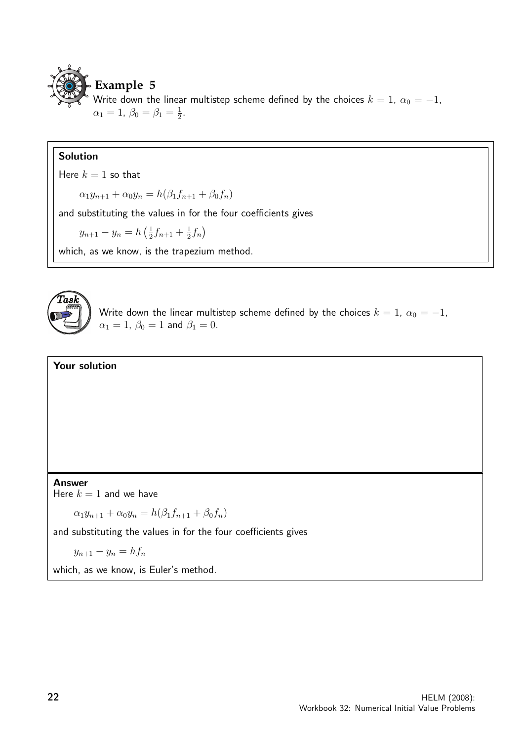## Example 5

Write down the linear multistep scheme defined by the choices $k = 1$, $\alpha_0 = -1$, $\alpha_1 = 1$, $\beta_0 = \beta_1 = \frac{1}{2}$.

**Solution**

Here $k = 1$ so that

$$\alpha_1 y_{n+1} + \alpha_0 y_n = h(\beta_1 f_{n+1} + \beta_0 f_n)$$

and substituting the values in for the four coefficients gives

$$y_{n+1} - y_n = h\left(\tfrac{1}{2} f_{n+1} + \tfrac{1}{2} f_n\right)$$

which, as we know, is the trapezium method.

**Task**

Write down the linear multistep scheme defined by the choices $k = 1$, $\alpha_0 = -1$, $\alpha_1 = 1$, $\beta_0 = 1$ and $\beta_1 = 0$.

**Your solution**

**Answer**

Here $k = 1$ and we have

$$\alpha_1 y_{n+1} + \alpha_0 y_n = h(\beta_1 f_{n+1} + \beta_0 f_n)$$

and substituting the values in for the four coefficients gives

$$y_{n+1} - y_n = h f_n$$

which, as we know, is Euler's method.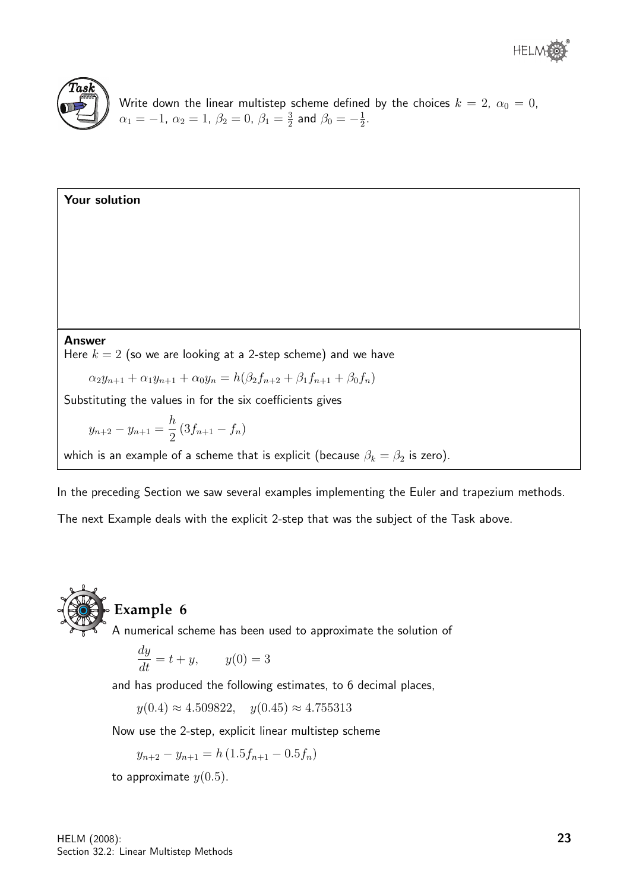**Task**

Write down the linear multistep scheme defined by the choices $k = 2$, $\alpha_0 = 0$, $\alpha_1 = -1$, $\alpha_2 = 1$, $\beta_2 = 0$, $\beta_1 = \frac{3}{2}$ and $\beta_0 = -\frac{1}{2}$.

**Your solution**

**Answer**

Here $k = 2$ (so we are looking at a 2-step scheme) and we have

$$\alpha_2 y_{n+1} + \alpha_1 y_{n+1} + \alpha_0 y_n = h(\beta_2 f_{n+2} + \beta_1 f_{n+1} + \beta_0 f_n)$$

Substituting the values in for the six coefficients gives

$$y_{n+2} - y_{n+1} = \frac{h}{2}\left(3f_{n+1} - f_n\right)$$

which is an example of a scheme that is explicit (because $\beta_k = \beta_2$ is zero).

In the preceding Section we saw several examples implementing the Euler and trapezium methods.

The next Example deals with the explicit 2-step that was the subject of the Task above.

## Example 6

A numerical scheme has been used to approximate the solution of

$$\frac{dy}{dt} = t + y, \qquad y(0) = 3$$

and has produced the following estimates, to 6 decimal places,

$$y(0.4) \approx 4.509822, \quad y(0.45) \approx 4.755313$$

Now use the 2-step, explicit linear multistep scheme

$$y_{n+2} - y_{n+1} = h\left(1.5f_{n+1} - 0.5f_n\right)$$

to approximate $y(0.5)$.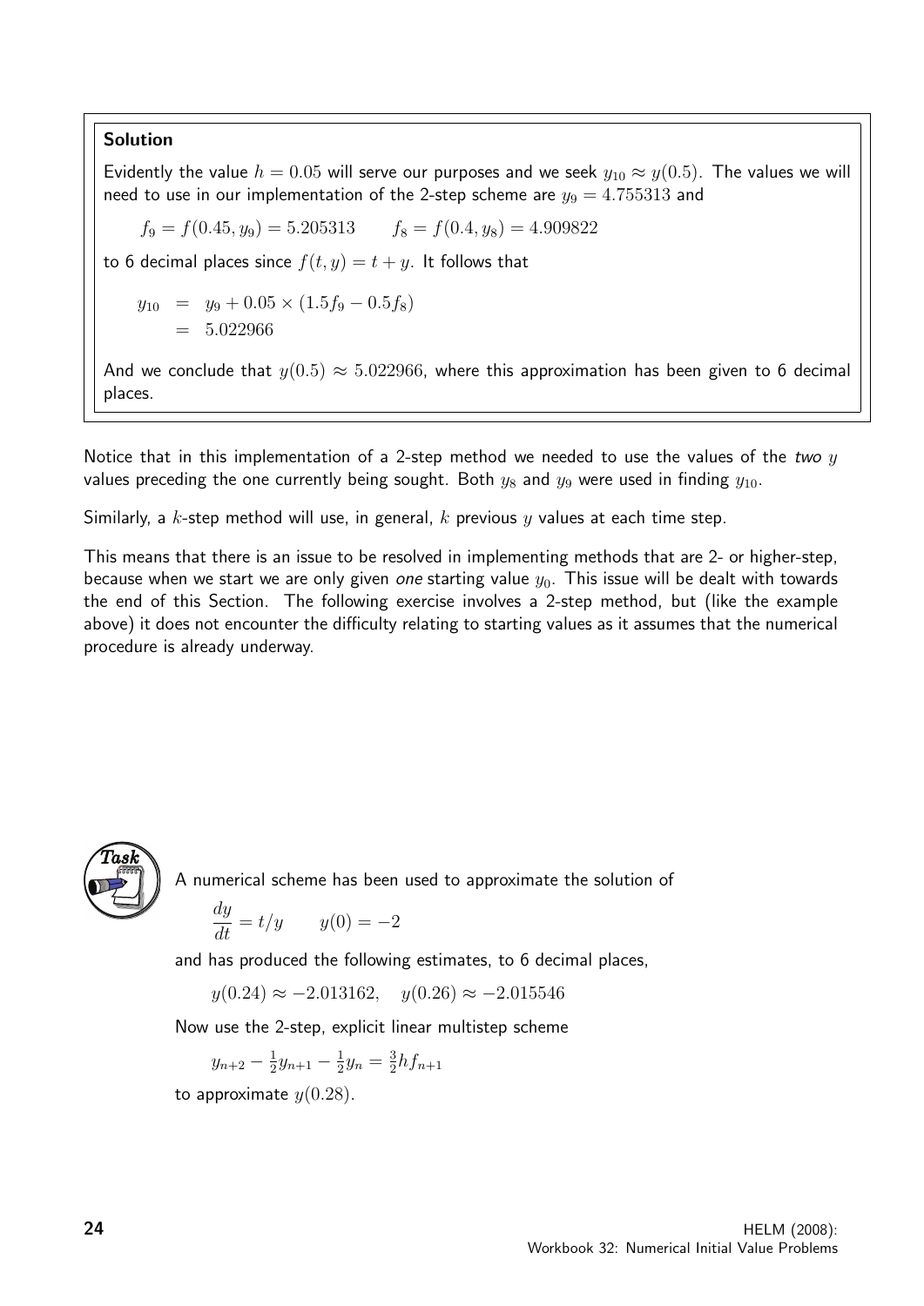**Solution**

Evidently the value $h = 0.05$ will serve our purposes and we seek $y_{10} \approx y(0.5)$. The values we will need to use in our implementation of the 2-step scheme are $y_9 = 4.755313$ and

$$f_9 = f(0.45, y_9) = 5.205313 \qquad f_8 = f(0.4, y_8) = 4.909822$$

to 6 decimal places since $f(t, y) = t + y$. It follows that

$$\begin{aligned} y_{10} &= y_9 + 0.05 \times (1.5f_9 - 0.5f_8) \\ &= 5.022966 \end{aligned}$$

And we conclude that $y(0.5) \approx 5.022966$, where this approximation has been given to 6 decimal places.

Notice that in this implementation of a 2-step method we needed to use the values of the *two* $y$ values preceding the one currently being sought. Both $y_8$ and $y_9$ were used in finding $y_{10}$.

Similarly, a $k$-step method will use, in general, $k$ previous $y$ values at each time step.

This means that there is an issue to be resolved in implementing methods that are 2- or higher-step, because when we start we are only given *one* starting value $y_0$. This issue will be dealt with towards the end of this Section. The following exercise involves a 2-step method, but (like the example above) it does not encounter the difficulty relating to starting values as it assumes that the numerical procedure is already underway.

**Task**

A numerical scheme has been used to approximate the solution of

$$\frac{dy}{dt} = t/y \qquad y(0) = -2$$

and has produced the following estimates, to 6 decimal places,

$$y(0.24) \approx -2.013162, \quad y(0.26) \approx -2.015546$$

Now use the 2-step, explicit linear multistep scheme

$$y_{n+2} - \tfrac{1}{2}y_{n+1} - \tfrac{1}{2}y_n = \tfrac{3}{2}hf_{n+1}$$

to approximate $y(0.28)$.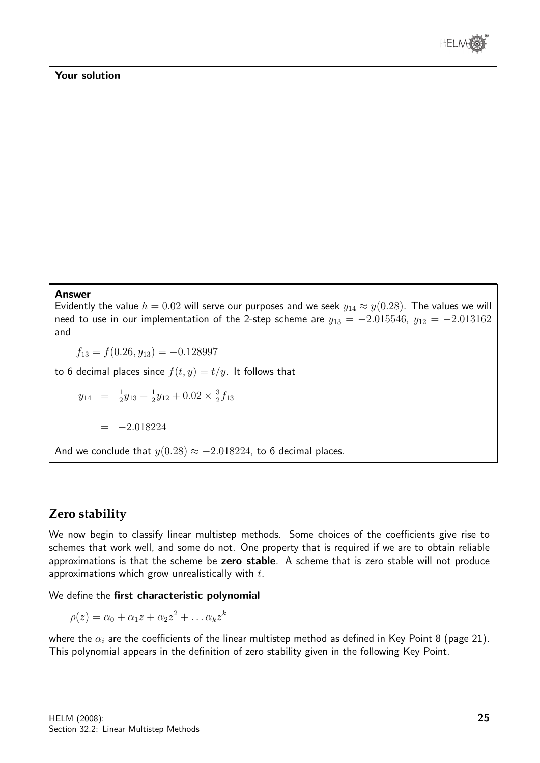**Your solution**

**Answer**

Evidently the value $h = 0.02$ will serve our purposes and we seek $y_{14} \approx y(0.28)$. The values we will need to use in our implementation of the 2-step scheme are $y_{13} = -2.015546$, $y_{12} = -2.013162$ and

$$f_{13} = f(0.26, y_{13}) = -0.128997$$

to 6 decimal places since $f(t, y) = t/y$. It follows that

$$\begin{aligned} y_{14} &= \tfrac{1}{2}y_{13} + \tfrac{1}{2}y_{12} + 0.02 \times \tfrac{3}{2}f_{13} \\ &= -2.018224 \end{aligned}$$

And we conclude that $y(0.28) \approx -2.018224$, to 6 decimal places.

## Zero stability

We now begin to classify linear multistep methods. Some choices of the coefficients give rise to schemes that work well, and some do not. One property that is required if we are to obtain reliable approximations is that the scheme be **zero stable**. A scheme that is zero stable will not produce approximations which grow unrealistically with $t$.

We define the **first characteristic polynomial**

$$\rho(z) = \alpha_0 + \alpha_1 z + \alpha_2 z^2 + \ldots \alpha_k z^k$$

where the $\alpha_i$ are the coefficients of the linear multistep method as defined in Key Point 8 (page 21). This polynomial appears in the definition of zero stability given in the following Key Point.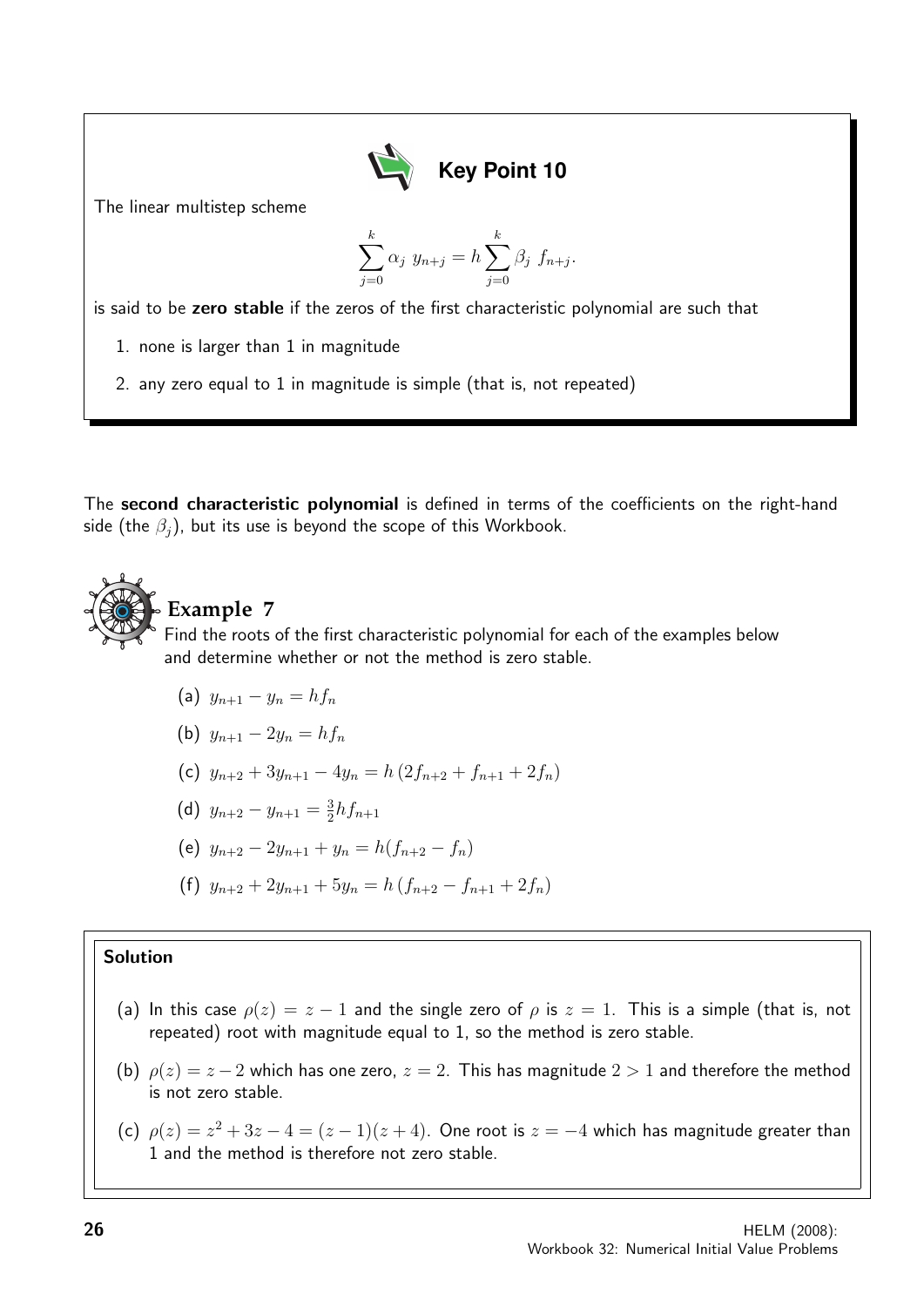### Key Point 10

The linear multistep scheme

$$\sum_{j=0}^{k} \alpha_j \; y_{n+j} = h \sum_{j=0}^{k} \beta_j \; f_{n+j}.$$

is said to be **zero stable** if the zeros of the first characteristic polynomial are such that

1. none is larger than 1 in magnitude
2. any zero equal to 1 in magnitude is simple (that is, not repeated)

The **second characteristic polynomial** is defined in terms of the coefficients on the right-hand side (the $\beta_j$), but its use is beyond the scope of this Workbook.

## Example 7

Find the roots of the first characteristic polynomial for each of the examples below and determine whether or not the method is zero stable.

(a) $y_{n+1} - y_n = hf_n$

(b) $y_{n+1} - 2y_n = hf_n$

(c) $y_{n+2} + 3y_{n+1} - 4y_n = h\,(2f_{n+2} + f_{n+1} + 2f_n)$

(d) $y_{n+2} - y_{n+1} = \frac{3}{2}hf_{n+1}$

(e) $y_{n+2} - 2y_{n+1} + y_n = h(f_{n+2} - f_n)$

(f) $y_{n+2} + 2y_{n+1} + 5y_n = h\,(f_{n+2} - f_{n+1} + 2f_n)$

**Solution**

(a) In this case $\rho(z) = z - 1$ and the single zero of $\rho$ is $z = 1$. This is a simple (that is, not repeated) root with magnitude equal to 1, so the method is zero stable.

(b) $\rho(z) = z - 2$ which has one zero, $z = 2$. This has magnitude $2 > 1$ and therefore the method is not zero stable.

(c) $\rho(z) = z^2 + 3z - 4 = (z - 1)(z + 4)$. One root is $z = -4$ which has magnitude greater than 1 and the method is therefore not zero stable.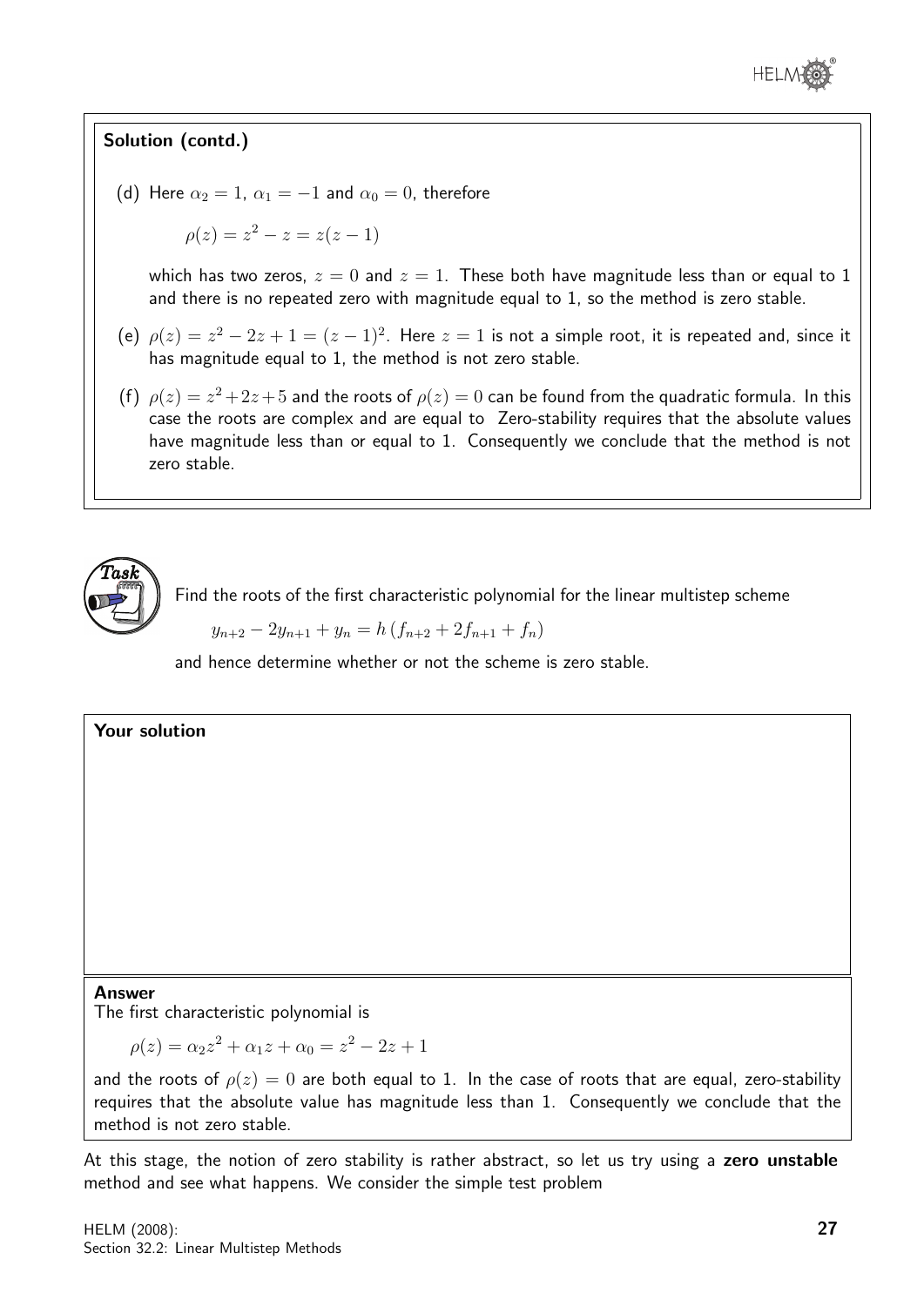**Solution (contd.)**

(d) Here $\alpha_2 = 1$, $\alpha_1 = -1$ and $\alpha_0 = 0$, therefore

$$\rho(z) = z^2 - z = z(z-1)$$

which has two zeros, $z = 0$ and $z = 1$. These both have magnitude less than or equal to 1 and there is no repeated zero with magnitude equal to 1, so the method is zero stable.

(e) $\rho(z) = z^2 - 2z + 1 = (z-1)^2$. Here $z = 1$ is not a simple root, it is repeated and, since it has magnitude equal to 1, the method is not zero stable.

(f) $\rho(z) = z^2 + 2z + 5$ and the roots of $\rho(z) = 0$ can be found from the quadratic formula. In this case the roots are complex and are equal to Zero-stability requires that the absolute values have magnitude less than or equal to 1. Consequently we conclude that the method is not zero stable.

**Task**

Find the roots of the first characteristic polynomial for the linear multistep scheme

$$y_{n+2} - 2y_{n+1} + y_n = h\,(f_{n+2} + 2f_{n+1} + f_n)$$

and hence determine whether or not the scheme is zero stable.

**Your solution**

**Answer**

The first characteristic polynomial is

$$\rho(z) = \alpha_2 z^2 + \alpha_1 z + \alpha_0 = z^2 - 2z + 1$$

and the roots of $\rho(z) = 0$ are both equal to 1. In the case of roots that are equal, zero-stability requires that the absolute value has magnitude less than 1. Consequently we conclude that the method is not zero stable.

At this stage, the notion of zero stability is rather abstract, so let us try using a **zero unstable** method and see what happens. We consider the simple test problem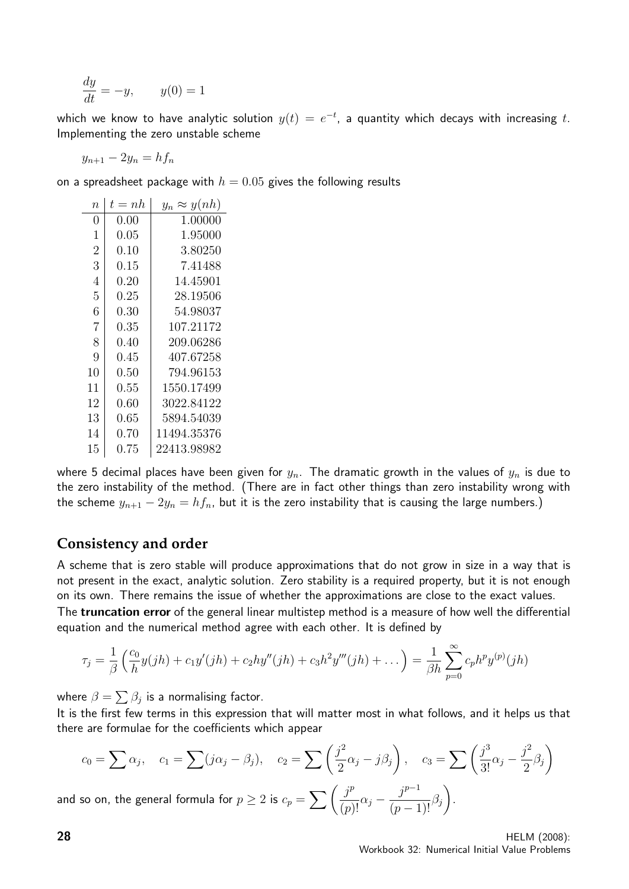$$\frac{dy}{dt} = -y, \qquad y(0) = 1$$

which we know to have analytic solution $y(t) = e^{-t}$, a quantity which decays with increasing $t$. Implementing the zero unstable scheme

$$y_{n+1} - 2y_n = hf_n$$

on a spreadsheet package with $h = 0.05$ gives the following results

| $n$ | $t = nh$ | $y_n \approx y(nh)$ |
|---|---|---|
| 0 | 0.00 | 1.00000 |
| 1 | 0.05 | 1.95000 |
| 2 | 0.10 | 3.80250 |
| 3 | 0.15 | 7.41488 |
| 4 | 0.20 | 14.45901 |
| 5 | 0.25 | 28.19506 |
| 6 | 0.30 | 54.98037 |
| 7 | 0.35 | 107.21172 |
| 8 | 0.40 | 209.06286 |
| 9 | 0.45 | 407.67258 |
| 10 | 0.50 | 794.96153 |
| 11 | 0.55 | 1550.17499 |
| 12 | 0.60 | 3022.84122 |
| 13 | 0.65 | 5894.54039 |
| 14 | 0.70 | 11494.35376 |
| 15 | 0.75 | 22413.98982 |

where 5 decimal places have been given for $y_n$. The dramatic growth in the values of $y_n$ is due to the zero instability of the method. (There are in fact other things than zero instability wrong with the scheme $y_{n+1} - 2y_n = hf_n$, but it is the zero instability that is causing the large numbers.)

## Consistency and order

A scheme that is zero stable will produce approximations that do not grow in size in a way that is not present in the exact, analytic solution. Zero stability is a required property, but it is not enough on its own. There remains the issue of whether the approximations are close to the exact values.

The **truncation error** of the general linear multistep method is a measure of how well the differential equation and the numerical method agree with each other. It is defined by

$$\tau_j = \frac{1}{\beta}\left(\frac{c_0}{h}y(jh) + c_1 y'(jh) + c_2 h y''(jh) + c_3 h^2 y'''(jh) + \dots\right) = \frac{1}{\beta h}\sum_{p=0}^{\infty} c_p h^p y^{(p)}(jh)$$

where $\beta = \sum \beta_j$ is a normalising factor.

It is the first few terms in this expression that will matter most in what follows, and it helps us that there are formulae for the coefficients which appear

$$c_0 = \sum \alpha_j, \quad c_1 = \sum (j\alpha_j - \beta_j), \quad c_2 = \sum\left(\frac{j^2}{2}\alpha_j - j\beta_j\right), \quad c_3 = \sum\left(\frac{j^3}{3!}\alpha_j - \frac{j^2}{2}\beta_j\right)$$

and so on, the general formula for $p \geq 2$ is $c_p = \sum\left(\frac{j^p}{(p)!}\alpha_j - \frac{j^{p-1}}{(p-1)!}\beta_j\right)$.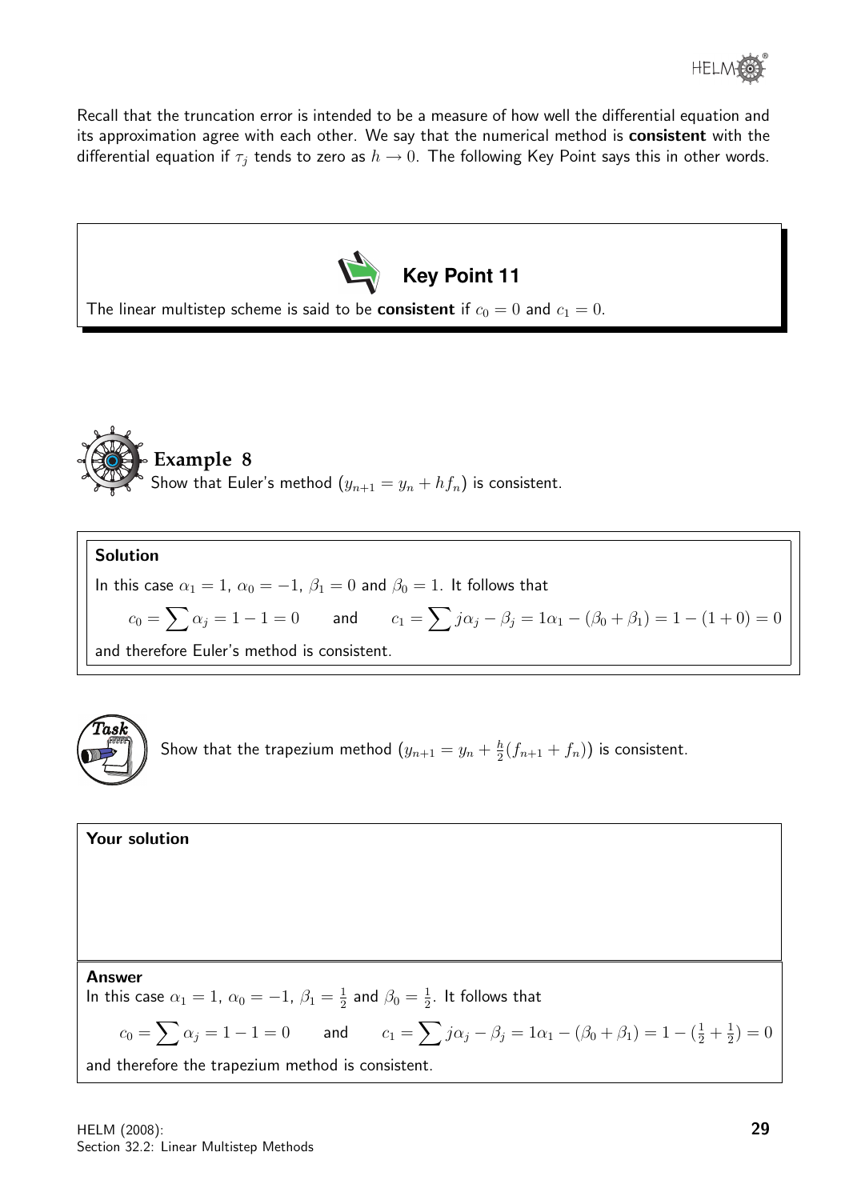Recall that the truncation error is intended to be a measure of how well the differential equation and its approximation agree with each other. We say that the numerical method is **consistent** with the differential equation if $\tau_j$ tends to zero as $h \to 0$. The following Key Point says this in other words.

**Key Point 11**

The linear multistep scheme is said to be **consistent** if $c_0 = 0$ and $c_1 = 0$.

## Example 8

Show that Euler's method $(y_{n+1} = y_n + hf_n)$ is consistent.

**Solution**

In this case $\alpha_1 = 1$, $\alpha_0 = -1$, $\beta_1 = 0$ and $\beta_0 = 1$. It follows that

$$c_0 = \sum \alpha_j = 1 - 1 = 0 \qquad \text{and} \qquad c_1 = \sum j\alpha_j - \beta_j = 1\alpha_1 - (\beta_0 + \beta_1) = 1 - (1 + 0) = 0$$

and therefore Euler's method is consistent.

**Task**

Show that the trapezium method $(y_{n+1} = y_n + \frac{h}{2}(f_{n+1} + f_n))$ is consistent.

**Your solution**

**Answer**

In this case $\alpha_1 = 1$, $\alpha_0 = -1$, $\beta_1 = \frac{1}{2}$ and $\beta_0 = \frac{1}{2}$. It follows that

$$c_0 = \sum \alpha_j = 1 - 1 = 0 \qquad \text{and} \qquad c_1 = \sum j\alpha_j - \beta_j = 1\alpha_1 - (\beta_0 + \beta_1) = 1 - (\tfrac{1}{2} + \tfrac{1}{2}) = 0$$

and therefore the trapezium method is consistent.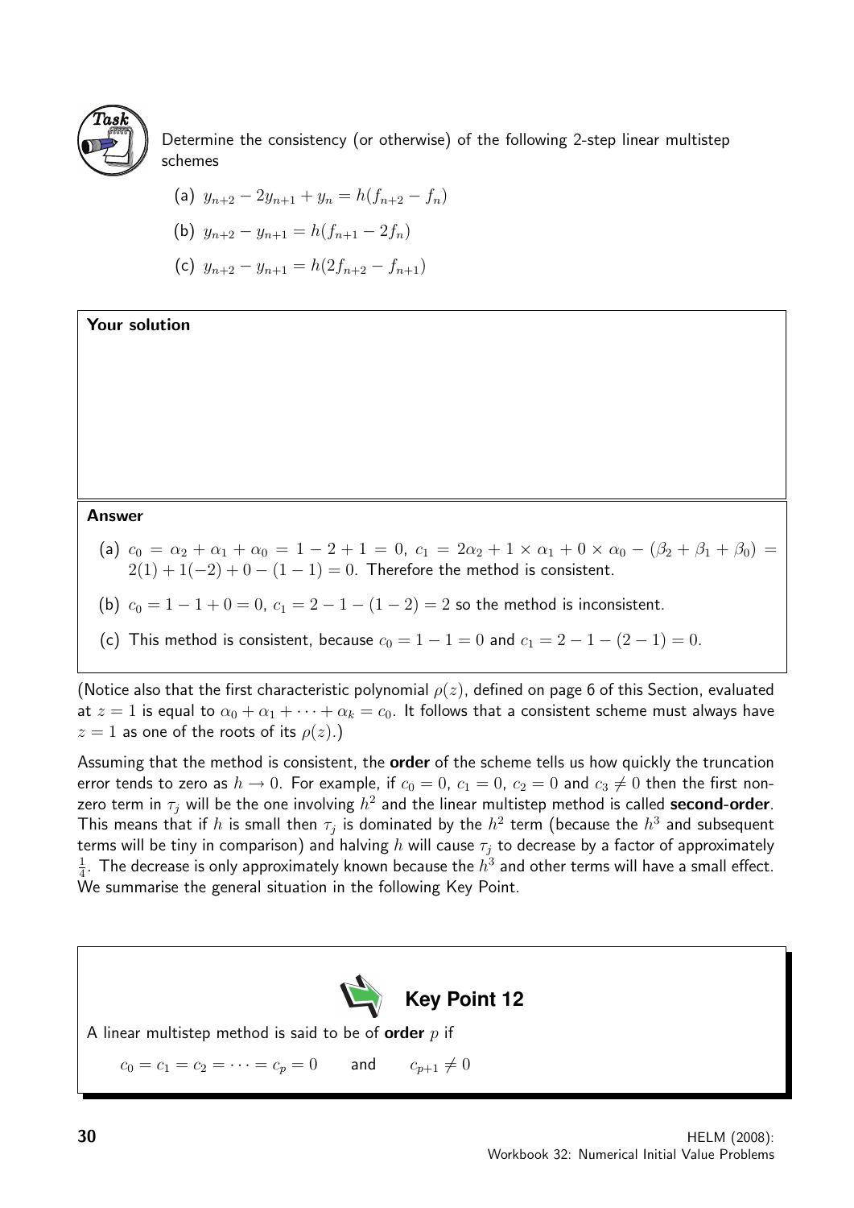**Task**

Determine the consistency (or otherwise) of the following 2-step linear multistep schemes

(a) $y_{n+2} - 2y_{n+1} + y_n = h(f_{n+2} - f_n)$

(b) $y_{n+2} - y_{n+1} = h(f_{n+1} - 2f_n)$

(c) $y_{n+2} - y_{n+1} = h(2f_{n+2} - f_{n+1})$

**Your solution**

**Answer**

(a) $c_0 = \alpha_2 + \alpha_1 + \alpha_0 = 1 - 2 + 1 = 0$, $c_1 = 2\alpha_2 + 1 \times \alpha_1 + 0 \times \alpha_0 - (\beta_2 + \beta_1 + \beta_0) = 2(1) + 1(-2) + 0 - (1 - 1) = 0$. Therefore the method is consistent.

(b) $c_0 = 1 - 1 + 0 = 0$, $c_1 = 2 - 1 - (1 - 2) = 2$ so the method is inconsistent.

(c) This method is consistent, because $c_0 = 1 - 1 = 0$ and $c_1 = 2 - 1 - (2 - 1) = 0$.

(Notice also that the first characteristic polynomial $\rho(z)$, defined on page 6 of this Section, evaluated at $z = 1$ is equal to $\alpha_0 + \alpha_1 + \cdots + \alpha_k = c_0$. It follows that a consistent scheme must always have $z = 1$ as one of the roots of its $\rho(z)$.)

Assuming that the method is consistent, the **order** of the scheme tells us how quickly the truncation error tends to zero as $h \to 0$. For example, if $c_0 = 0$, $c_1 = 0$, $c_2 = 0$ and $c_3 \neq 0$ then the first non-zero term in $\tau_j$ will be the one involving $h^2$ and the linear multistep method is called **second-order**. This means that if $h$ is small then $\tau_j$ is dominated by the $h^2$ term (because the $h^3$ and subsequent terms will be tiny in comparison) and halving $h$ will cause $\tau_j$ to decrease by a factor of approximately $\frac{1}{4}$. The decrease is only approximately known because the $h^3$ and other terms will have a small effect. We summarise the general situation in the following Key Point.

**Key Point 12**

A linear multistep method is said to be of **order** $p$ if

$$c_0 = c_1 = c_2 = \cdots = c_p = 0 \qquad \text{and} \qquad c_{p+1} \neq 0$$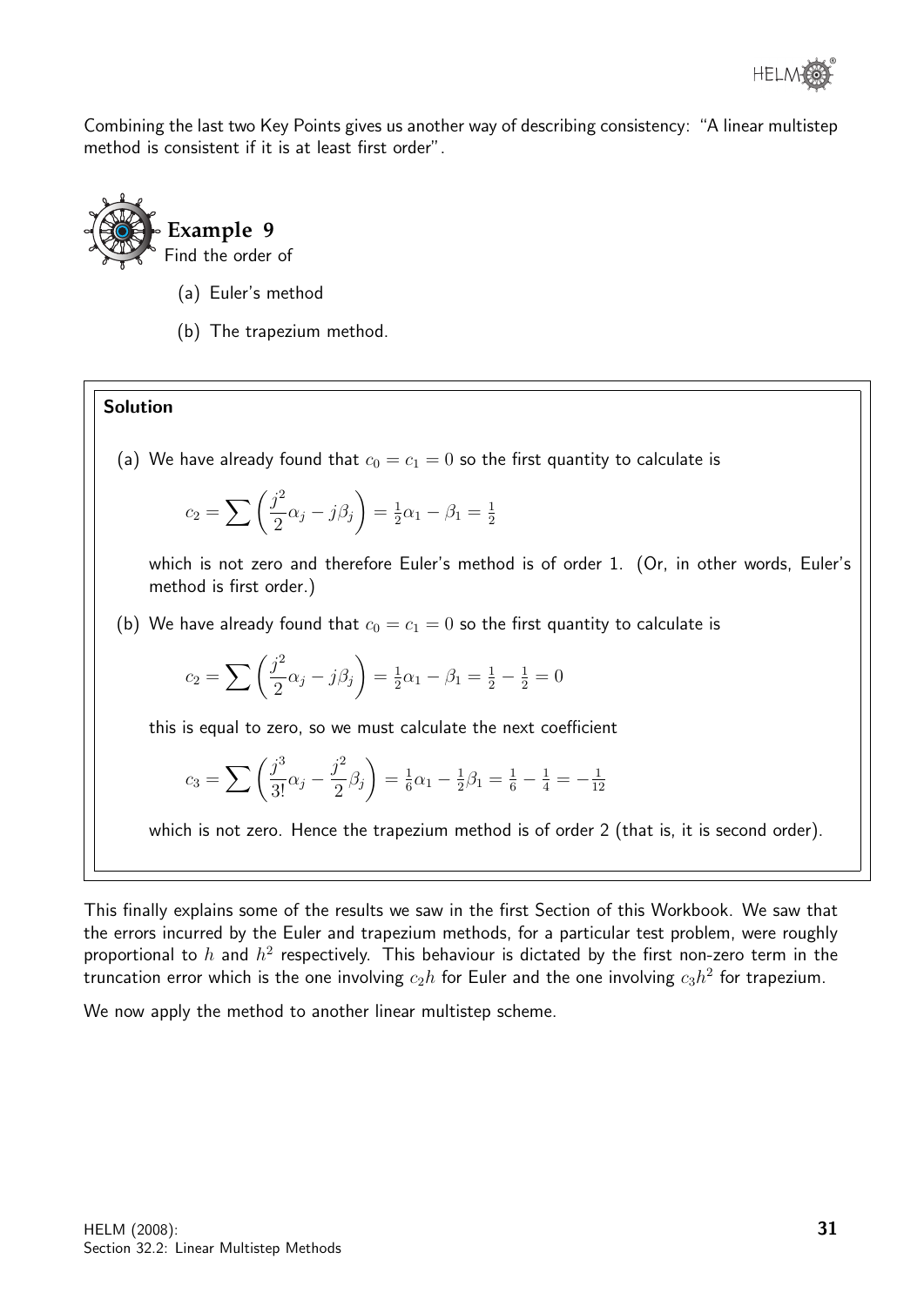Combining the last two Key Points gives us another way of describing consistency: "A linear multistep method is consistent if it is at least first order".

### Example 9

Find the order of

(a) Euler's method

(b) The trapezium method.

**Solution**

(a) We have already found that $c_0 = c_1 = 0$ so the first quantity to calculate is

$$c_2 = \sum \left( \frac{j^2}{2}\alpha_j - j\beta_j \right) = \tfrac{1}{2}\alpha_1 - \beta_1 = \tfrac{1}{2}$$

which is not zero and therefore Euler's method is of order 1. (Or, in other words, Euler's method is first order.)

(b) We have already found that $c_0 = c_1 = 0$ so the first quantity to calculate is

$$c_2 = \sum \left( \frac{j^2}{2}\alpha_j - j\beta_j \right) = \tfrac{1}{2}\alpha_1 - \beta_1 = \tfrac{1}{2} - \tfrac{1}{2} = 0$$

this is equal to zero, so we must calculate the next coefficient

$$c_3 = \sum \left( \frac{j^3}{3!}\alpha_j - \frac{j^2}{2}\beta_j \right) = \tfrac{1}{6}\alpha_1 - \tfrac{1}{2}\beta_1 = \tfrac{1}{6} - \tfrac{1}{4} = -\tfrac{1}{12}$$

which is not zero. Hence the trapezium method is of order 2 (that is, it is second order).

This finally explains some of the results we saw in the first Section of this Workbook. We saw that the errors incurred by the Euler and trapezium methods, for a particular test problem, were roughly proportional to $h$ and $h^2$ respectively. This behaviour is dictated by the first non-zero term in the truncation error which is the one involving $c_2 h$ for Euler and the one involving $c_3 h^2$ for trapezium.

We now apply the method to another linear multistep scheme.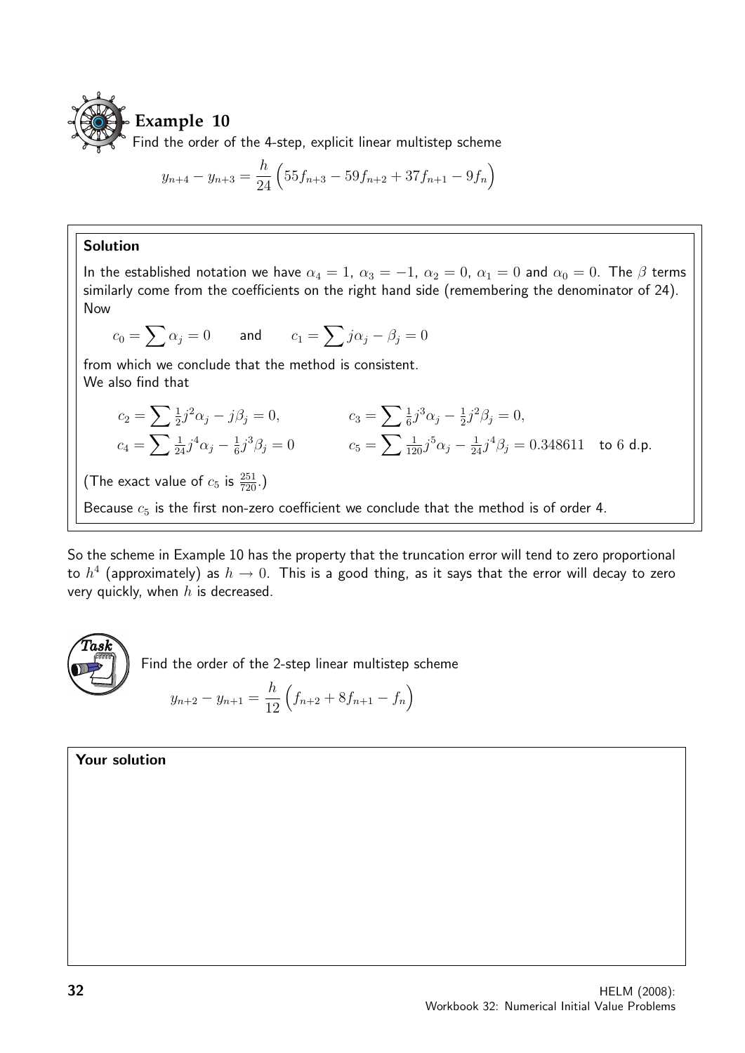## Example 10

Find the order of the 4-step, explicit linear multistep scheme

$$y_{n+4} - y_{n+3} = \frac{h}{24}\Big(55f_{n+3} - 59f_{n+2} + 37f_{n+1} - 9f_n\Big)$$

### Solution

In the established notation we have $\alpha_4 = 1$, $\alpha_3 = -1$, $\alpha_2 = 0$, $\alpha_1 = 0$ and $\alpha_0 = 0$. The $\beta$ terms similarly come from the coefficients on the right hand side (remembering the denominator of 24). Now

$$c_0 = \sum \alpha_j = 0 \qquad \text{and} \qquad c_1 = \sum j\alpha_j - \beta_j = 0$$

from which we conclude that the method is consistent.
We also find that

$$c_2 = \sum \tfrac{1}{2}j^2\alpha_j - j\beta_j = 0, \qquad\qquad c_3 = \sum \tfrac{1}{6}j^3\alpha_j - \tfrac{1}{2}j^2\beta_j = 0,$$

$$c_4 = \sum \tfrac{1}{24}j^4\alpha_j - \tfrac{1}{6}j^3\beta_j = 0 \qquad\qquad c_5 = \sum \tfrac{1}{120}j^5\alpha_j - \tfrac{1}{24}j^4\beta_j = 0.348611 \quad \text{to 6 d.p.}$$

(The exact value of $c_5$ is $\frac{251}{720}$.)

Because $c_5$ is the first non-zero coefficient we conclude that the method is of order 4.

So the scheme in Example 10 has the property that the truncation error will tend to zero proportional to $h^4$ (approximately) as $h \to 0$. This is a good thing, as it says that the error will decay to zero very quickly, when $h$ is decreased.

## Task

Find the order of the 2-step linear multistep scheme

$$y_{n+2} - y_{n+1} = \frac{h}{12}\Big(f_{n+2} + 8f_{n+1} - f_n\Big)$$

**Your solution**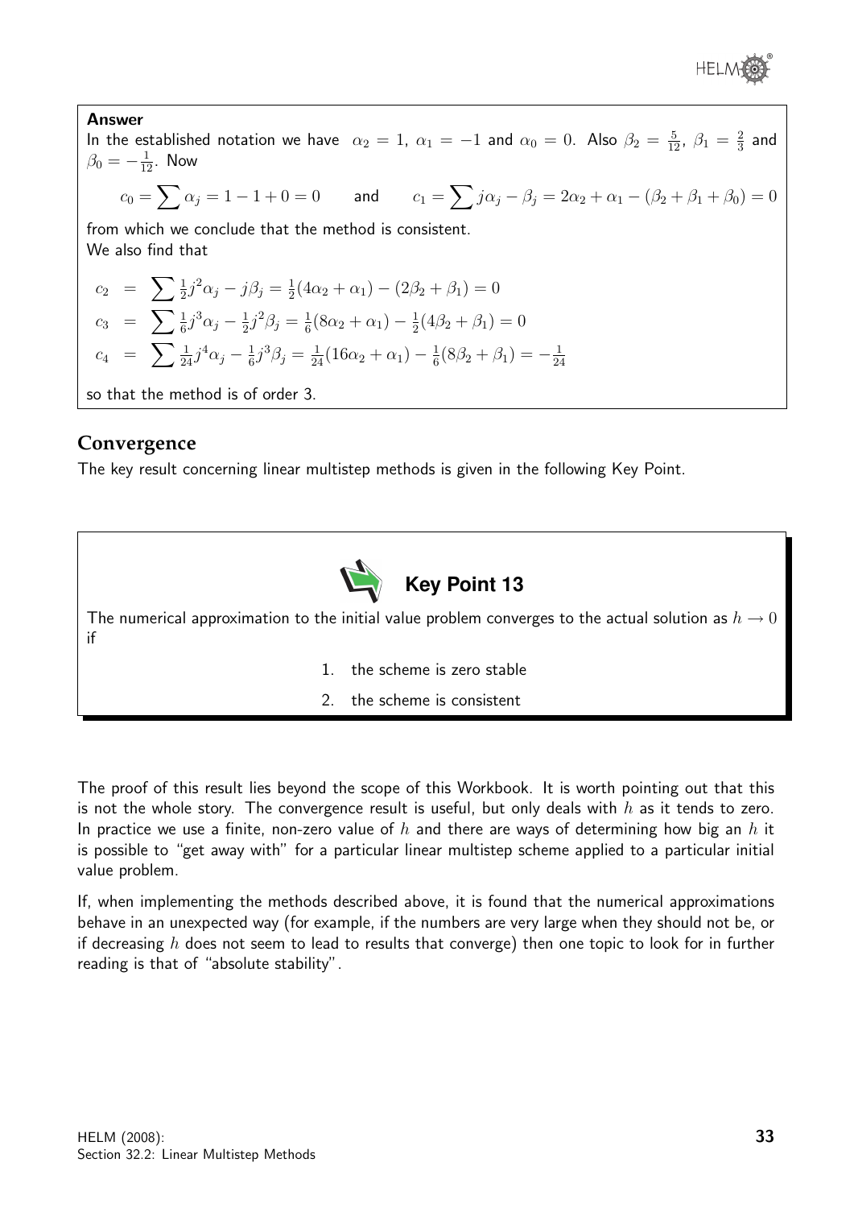**Answer**

In the established notation we have $\alpha_2 = 1$, $\alpha_1 = -1$ and $\alpha_0 = 0$. Also $\beta_2 = \frac{5}{12}$, $\beta_1 = \frac{2}{3}$ and $\beta_0 = -\frac{1}{12}$. Now

$$c_0 = \sum \alpha_j = 1 - 1 + 0 = 0 \qquad \text{and} \qquad c_1 = \sum j\alpha_j - \beta_j = 2\alpha_2 + \alpha_1 - (\beta_2 + \beta_1 + \beta_0) = 0$$

from which we conclude that the method is consistent.

We also find that

$$\begin{aligned}
c_2 &= \sum \tfrac{1}{2}j^2\alpha_j - j\beta_j = \tfrac{1}{2}(4\alpha_2 + \alpha_1) - (2\beta_2 + \beta_1) = 0 \\
c_3 &= \sum \tfrac{1}{6}j^3\alpha_j - \tfrac{1}{2}j^2\beta_j = \tfrac{1}{6}(8\alpha_2 + \alpha_1) - \tfrac{1}{2}(4\beta_2 + \beta_1) = 0 \\
c_4 &= \sum \tfrac{1}{24}j^4\alpha_j - \tfrac{1}{6}j^3\beta_j = \tfrac{1}{24}(16\alpha_2 + \alpha_1) - \tfrac{1}{6}(8\beta_2 + \beta_1) = -\tfrac{1}{24}
\end{aligned}$$

so that the method is of order 3.

## Convergence

The key result concerning linear multistep methods is given in the following Key Point.

**Key Point 13**

The numerical approximation to the initial value problem converges to the actual solution as $h \to 0$ if

1. the scheme is zero stable
2. the scheme is consistent

The proof of this result lies beyond the scope of this Workbook. It is worth pointing out that this is not the whole story. The convergence result is useful, but only deals with $h$ as it tends to zero. In practice we use a finite, non-zero value of $h$ and there are ways of determining how big an $h$ it is possible to "get away with" for a particular linear multistep scheme applied to a particular initial value problem.

If, when implementing the methods described above, it is found that the numerical approximations behave in an unexpected way (for example, if the numbers are very large when they should not be, or if decreasing $h$ does not seem to lead to results that converge) then one topic to look for in further reading is that of "absolute stability".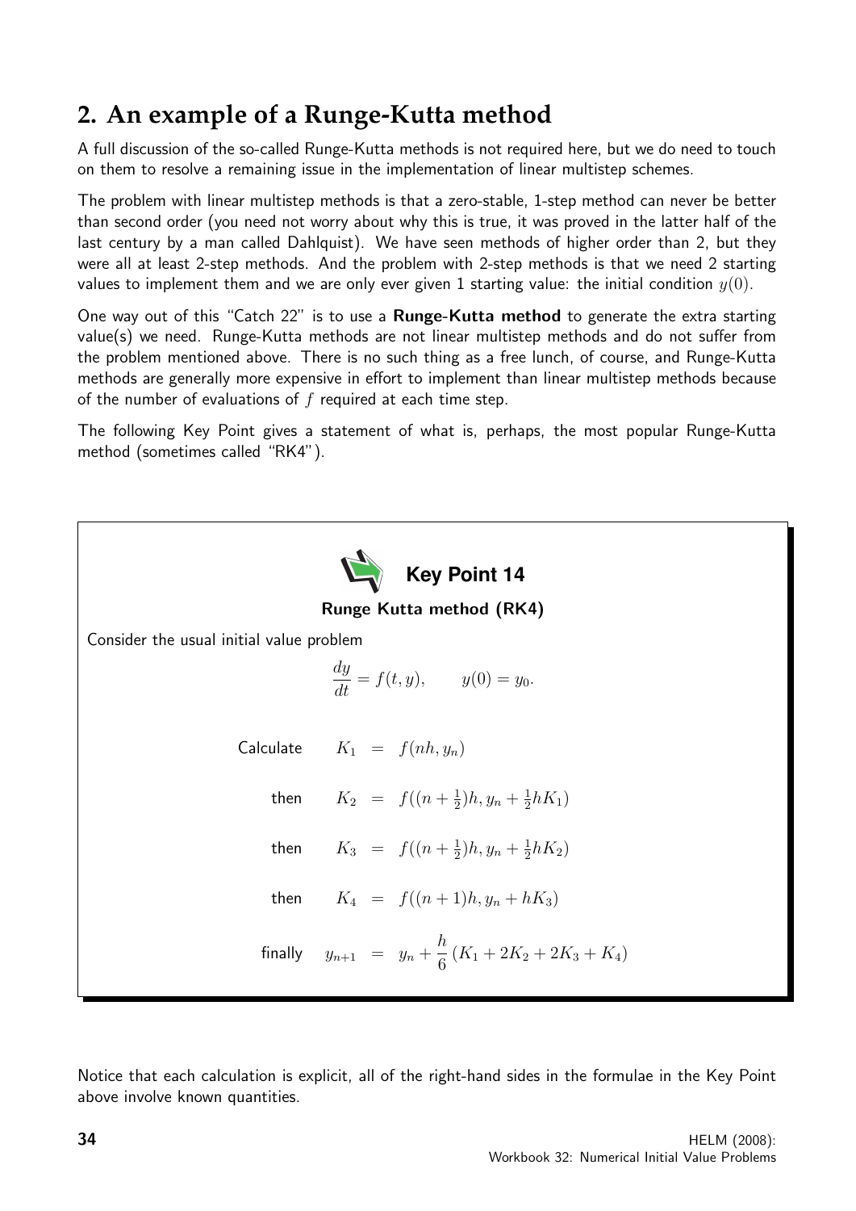## 2. An example of a Runge-Kutta method

A full discussion of the so-called Runge-Kutta methods is not required here, but we do need to touch on them to resolve a remaining issue in the implementation of linear multistep schemes.

The problem with linear multistep methods is that a zero-stable, 1-step method can never be better than second order (you need not worry about why this is true, it was proved in the latter half of the last century by a man called Dahlquist). We have seen methods of higher order than 2, but they were all at least 2-step methods. And the problem with 2-step methods is that we need 2 starting values to implement them and we are only ever given 1 starting value: the initial condition $y(0)$.

One way out of this "Catch 22" is to use a **Runge-Kutta method** to generate the extra starting value(s) we need. Runge-Kutta methods are not linear multistep methods and do not suffer from the problem mentioned above. There is no such thing as a free lunch, of course, and Runge-Kutta methods are generally more expensive in effort to implement than linear multistep methods because of the number of evaluations of $f$ required at each time step.

The following Key Point gives a statement of what is, perhaps, the most popular Runge-Kutta method (sometimes called "RK4").

**Key Point 14**

**Runge Kutta method (RK4)**

Consider the usual initial value problem

$$\frac{dy}{dt} = f(t, y), \qquad y(0) = y_0.$$

$$\begin{aligned}
\text{Calculate} \quad K_1 &= f(nh, y_n) \\
\text{then} \quad K_2 &= f((n + \tfrac{1}{2})h, y_n + \tfrac{1}{2}hK_1) \\
\text{then} \quad K_3 &= f((n + \tfrac{1}{2})h, y_n + \tfrac{1}{2}hK_2) \\
\text{then} \quad K_4 &= f((n + 1)h, y_n + hK_3) \\
\text{finally} \quad y_{n+1} &= y_n + \frac{h}{6}(K_1 + 2K_2 + 2K_3 + K_4)
\end{aligned}$$

Notice that each calculation is explicit, all of the right-hand sides in the formulae in the Key Point above involve known quantities.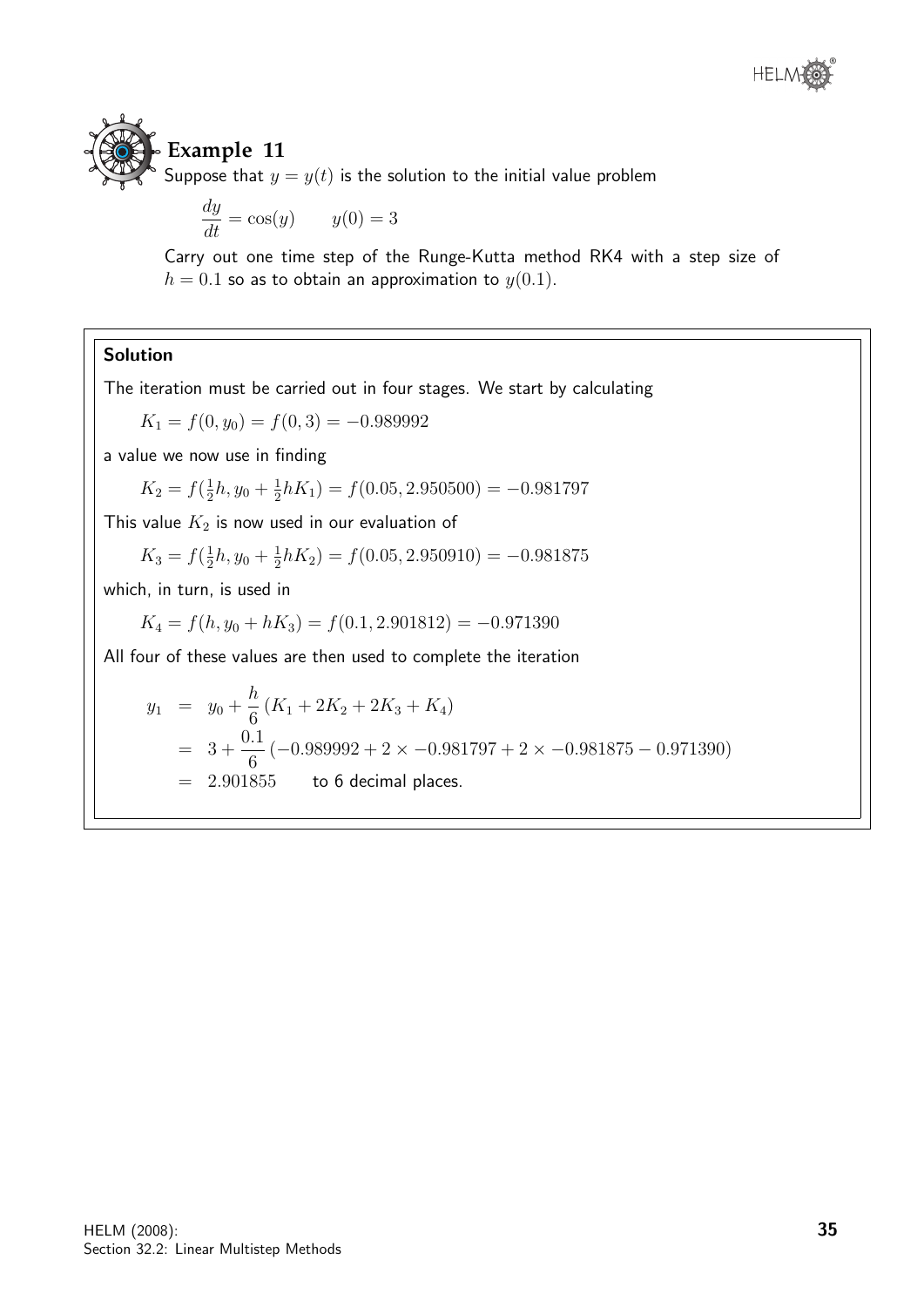## Example 11

Suppose that $y = y(t)$ is the solution to the initial value problem

$$\frac{dy}{dt} = \cos(y) \qquad y(0) = 3$$

Carry out one time step of the Runge-Kutta method RK4 with a step size of $h = 0.1$ so as to obtain an approximation to $y(0.1)$.

### Solution

The iteration must be carried out in four stages. We start by calculating

$$K_1 = f(0, y_0) = f(0, 3) = -0.989992$$

a value we now use in finding

$$K_2 = f(\tfrac{1}{2}h, y_0 + \tfrac{1}{2}hK_1) = f(0.05, 2.950500) = -0.981797$$

This value $K_2$ is now used in our evaluation of

$$K_3 = f(\tfrac{1}{2}h, y_0 + \tfrac{1}{2}hK_2) = f(0.05, 2.950910) = -0.981875$$

which, in turn, is used in

$$K_4 = f(h, y_0 + hK_3) = f(0.1, 2.901812) = -0.971390$$

All four of these values are then used to complete the iteration

$$\begin{aligned}
y_1 &= y_0 + \frac{h}{6}\left(K_1 + 2K_2 + 2K_3 + K_4\right) \\
&= 3 + \frac{0.1}{6}\left(-0.989992 + 2 \times -0.981797 + 2 \times -0.981875 - 0.971390\right) \\
&= 2.901855 \qquad \text{to 6 decimal places.}
\end{aligned}$$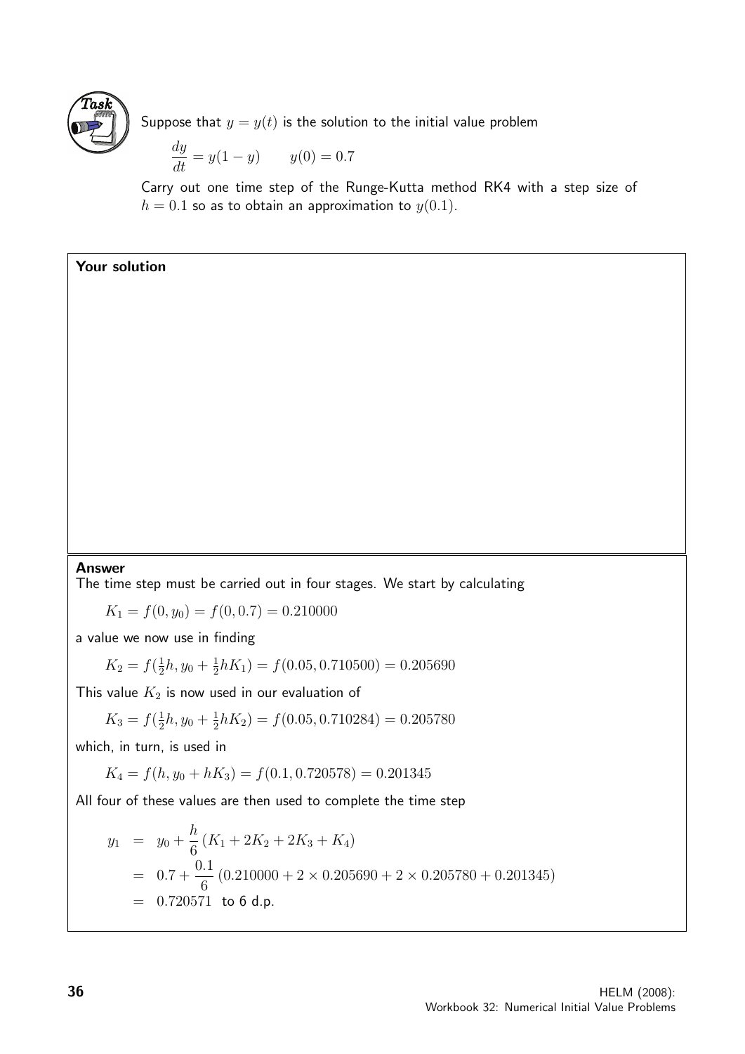**Task**

Suppose that $y = y(t)$ is the solution to the initial value problem

$$\frac{dy}{dt} = y(1-y) \qquad y(0) = 0.7$$

Carry out one time step of the Runge-Kutta method RK4 with a step size of $h = 0.1$ so as to obtain an approximation to $y(0.1)$.

**Your solution**

**Answer**

The time step must be carried out in four stages. We start by calculating

$$K_1 = f(0, y_0) = f(0, 0.7) = 0.210000$$

a value we now use in finding

$$K_2 = f(\tfrac{1}{2}h, y_0 + \tfrac{1}{2}hK_1) = f(0.05, 0.710500) = 0.205690$$

This value $K_2$ is now used in our evaluation of

$$K_3 = f(\tfrac{1}{2}h, y_0 + \tfrac{1}{2}hK_2) = f(0.05, 0.710284) = 0.205780$$

which, in turn, is used in

$$K_4 = f(h, y_0 + hK_3) = f(0.1, 0.720578) = 0.201345$$

All four of these values are then used to complete the time step

$$\begin{aligned}
y_1 &= y_0 + \frac{h}{6}\left(K_1 + 2K_2 + 2K_3 + K_4\right) \\
&= 0.7 + \frac{0.1}{6}\left(0.210000 + 2 \times 0.205690 + 2 \times 0.205780 + 0.201345\right) \\
&= 0.720571 \text{ to 6 d.p.}
\end{aligned}$$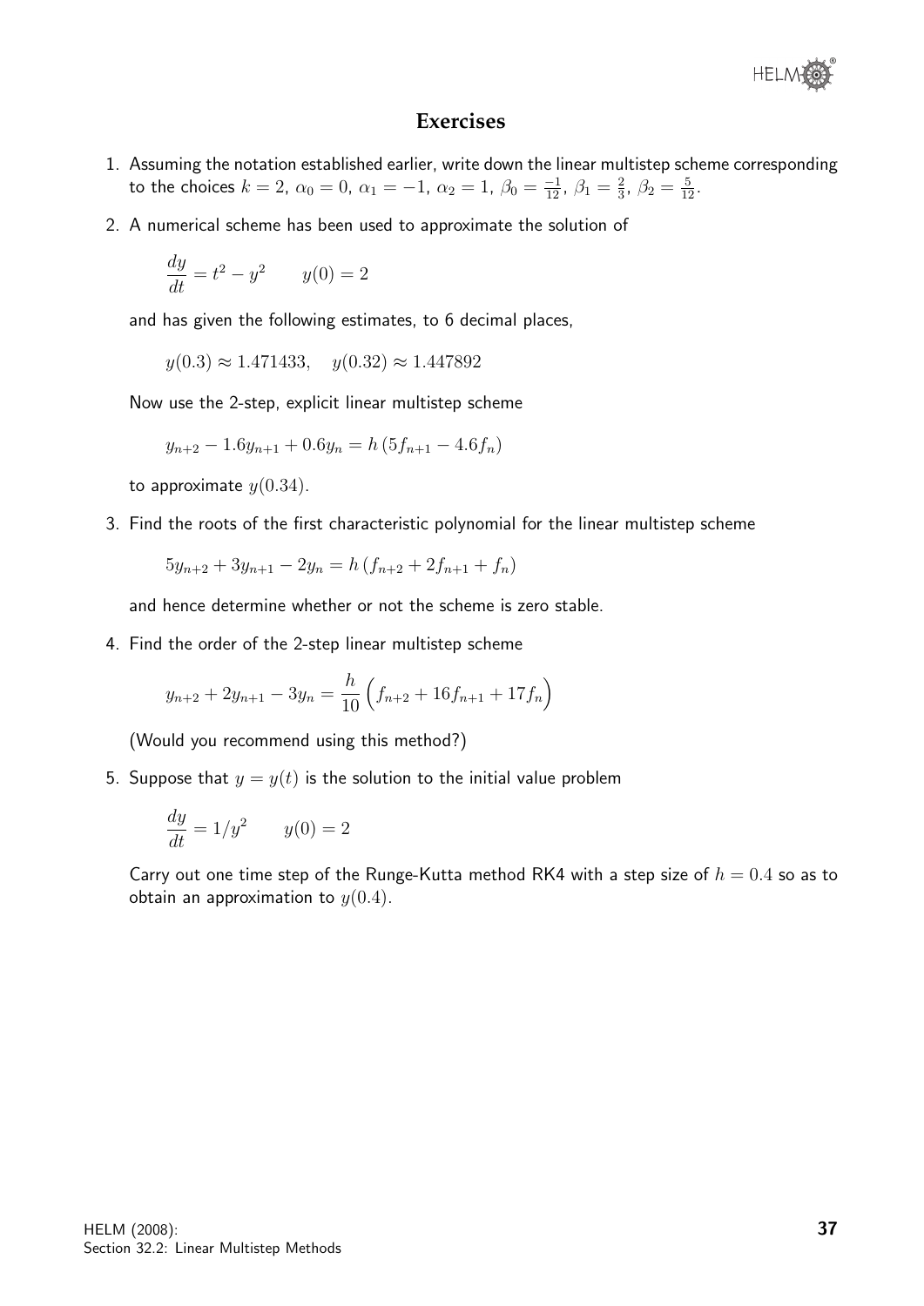## Exercises

1. Assuming the notation established earlier, write down the linear multistep scheme corresponding to the choices $k = 2$, $\alpha_0 = 0$, $\alpha_1 = -1$, $\alpha_2 = 1$, $\beta_0 = \frac{-1}{12}$, $\beta_1 = \frac{2}{3}$, $\beta_2 = \frac{5}{12}$.

2. A numerical scheme has been used to approximate the solution of

$$\frac{dy}{dt} = t^2 - y^2 \qquad y(0) = 2$$

and has given the following estimates, to 6 decimal places,

$$y(0.3) \approx 1.471433, \quad y(0.32) \approx 1.447892$$

Now use the 2-step, explicit linear multistep scheme

$$y_{n+2} - 1.6y_{n+1} + 0.6y_n = h\,(5f_{n+1} - 4.6f_n)$$

to approximate $y(0.34)$.

3. Find the roots of the first characteristic polynomial for the linear multistep scheme

$$5y_{n+2} + 3y_{n+1} - 2y_n = h\,(f_{n+2} + 2f_{n+1} + f_n)$$

and hence determine whether or not the scheme is zero stable.

4. Find the order of the 2-step linear multistep scheme

$$y_{n+2} + 2y_{n+1} - 3y_n = \frac{h}{10}\Big(f_{n+2} + 16f_{n+1} + 17f_n\Big)$$

(Would you recommend using this method?)

5. Suppose that $y = y(t)$ is the solution to the initial value problem

$$\frac{dy}{dt} = 1/y^2 \qquad y(0) = 2$$

Carry out one time step of the Runge-Kutta method RK4 with a step size of $h = 0.4$ so as to obtain an approximation to $y(0.4)$.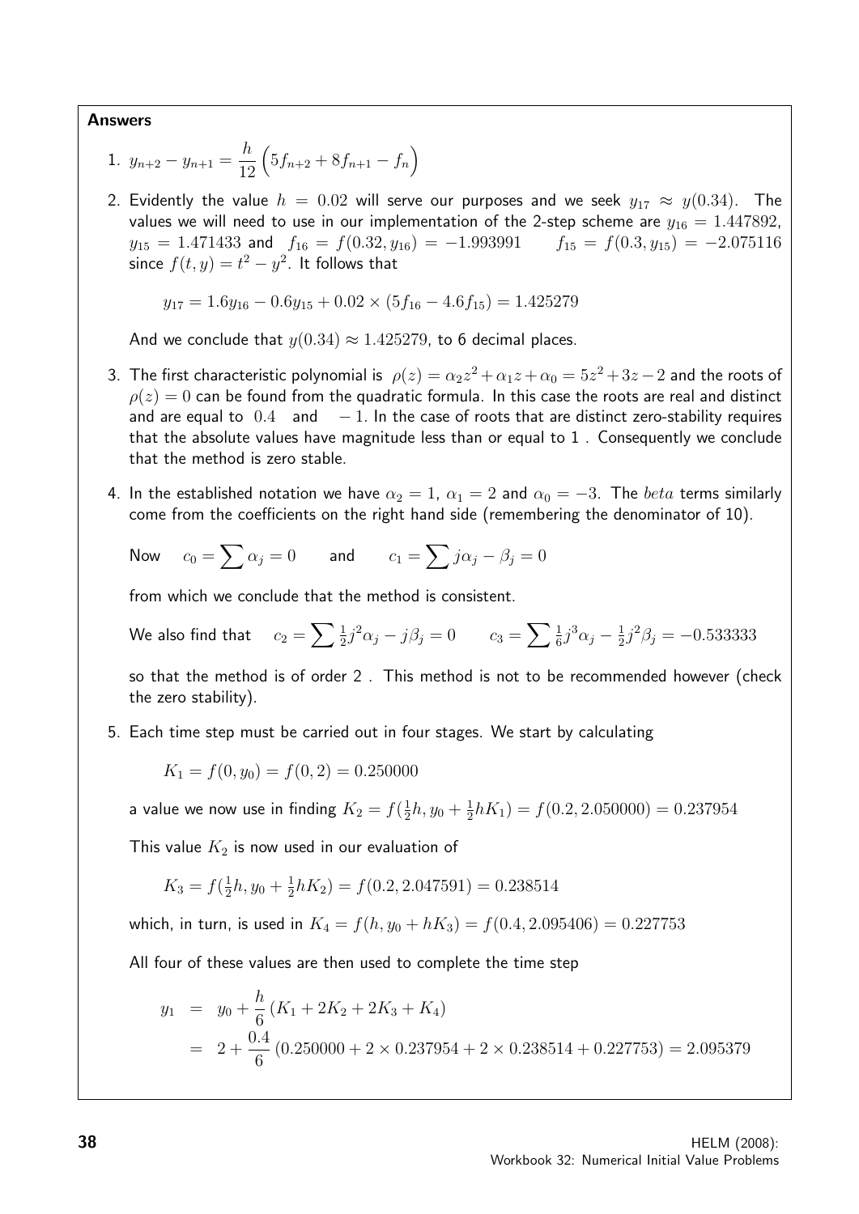**Answers**

1. $y_{n+2} - y_{n+1} = \dfrac{h}{12}\left(5f_{n+2} + 8f_{n+1} - f_n\right)$

2. Evidently the value $h = 0.02$ will serve our purposes and we seek $y_{17} \approx y(0.34)$. The values we will need to use in our implementation of the 2-step scheme are $y_{16} = 1.447892$, $y_{15} = 1.471433$ and $f_{16} = f(0.32, y_{16}) = -1.993991$ $\quad f_{15} = f(0.3, y_{15}) = -2.075116$ since $f(t, y) = t^2 - y^2$. It follows that

   $$y_{17} = 1.6y_{16} - 0.6y_{15} + 0.02 \times (5f_{16} - 4.6f_{15}) = 1.425279$$

   And we conclude that $y(0.34) \approx 1.425279$, to 6 decimal places.

3. The first characteristic polynomial is $\rho(z) = \alpha_2 z^2 + \alpha_1 z + \alpha_0 = 5z^2 + 3z - 2$ and the roots of $\rho(z) = 0$ can be found from the quadratic formula. In this case the roots are real and distinct and are equal to $0.4$ and $-1$. In the case of roots that are distinct zero-stability requires that the absolute values have magnitude less than or equal to 1 . Consequently we conclude that the method is zero stable.

4. In the established notation we have $\alpha_2 = 1$, $\alpha_1 = 2$ and $\alpha_0 = -3$. The $beta$ terms similarly come from the coefficients on the right hand side (remembering the denominator of 10).

   Now $\quad c_0 = \sum \alpha_j = 0 \qquad$ and $\qquad c_1 = \sum j\alpha_j - \beta_j = 0$

   from which we conclude that the method is consistent.

   We also find that $\quad c_2 = \sum \frac{1}{2}j^2\alpha_j - j\beta_j = 0 \qquad c_3 = \sum \frac{1}{6}j^3\alpha_j - \frac{1}{2}j^2\beta_j = -0.533333$

   so that the method is of order 2 . This method is not to be recommended however (check the zero stability).

5. Each time step must be carried out in four stages. We start by calculating

   $$K_1 = f(0, y_0) = f(0, 2) = 0.250000$$

   a value we now use in finding $K_2 = f(\frac{1}{2}h, y_0 + \frac{1}{2}hK_1) = f(0.2, 2.050000) = 0.237954$

   This value $K_2$ is now used in our evaluation of

   $$K_3 = f(\tfrac{1}{2}h, y_0 + \tfrac{1}{2}hK_2) = f(0.2, 2.047591) = 0.238514$$

   which, in turn, is used in $K_4 = f(h, y_0 + hK_3) = f(0.4, 2.095406) = 0.227753$

   All four of these values are then used to complete the time step

   $$\begin{aligned} y_1 &= y_0 + \frac{h}{6}(K_1 + 2K_2 + 2K_3 + K_4) \\ &= 2 + \frac{0.4}{6}(0.250000 + 2 \times 0.237954 + 2 \times 0.238514 + 0.227753) = 2.095379 \end{aligned}$$